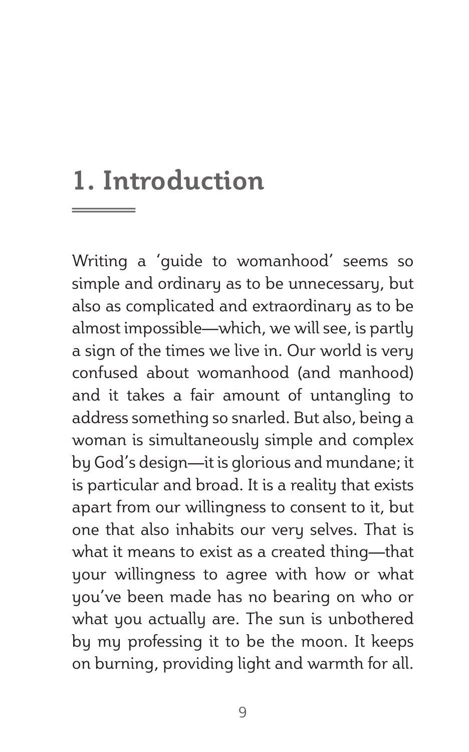# 1. Introduction

Writing a 'guide to womanhood' seems so simple and ordinary as to be unnecessary, but also as complicated and extraordinary as to be almost impossible—which, we will see, is partly a sign of the times we live in. Our world is very confused about womanhood (and manhood) and it takes a fair amount of untangling to address something so snarled. But also, being a woman is simultaneously simple and complex by God's design—it is glorious and mundane; it is particular and broad. It is a reality that exists apart from our willingness to consent to it, but one that also inhabits our very selves. That is what it means to exist as a created thing—that your willingness to agree with how or what you've been made has no bearing on who or what you actually are. The sun is unbothered by my professing it to be the moon. It keeps on burning, providing light and warmth for all.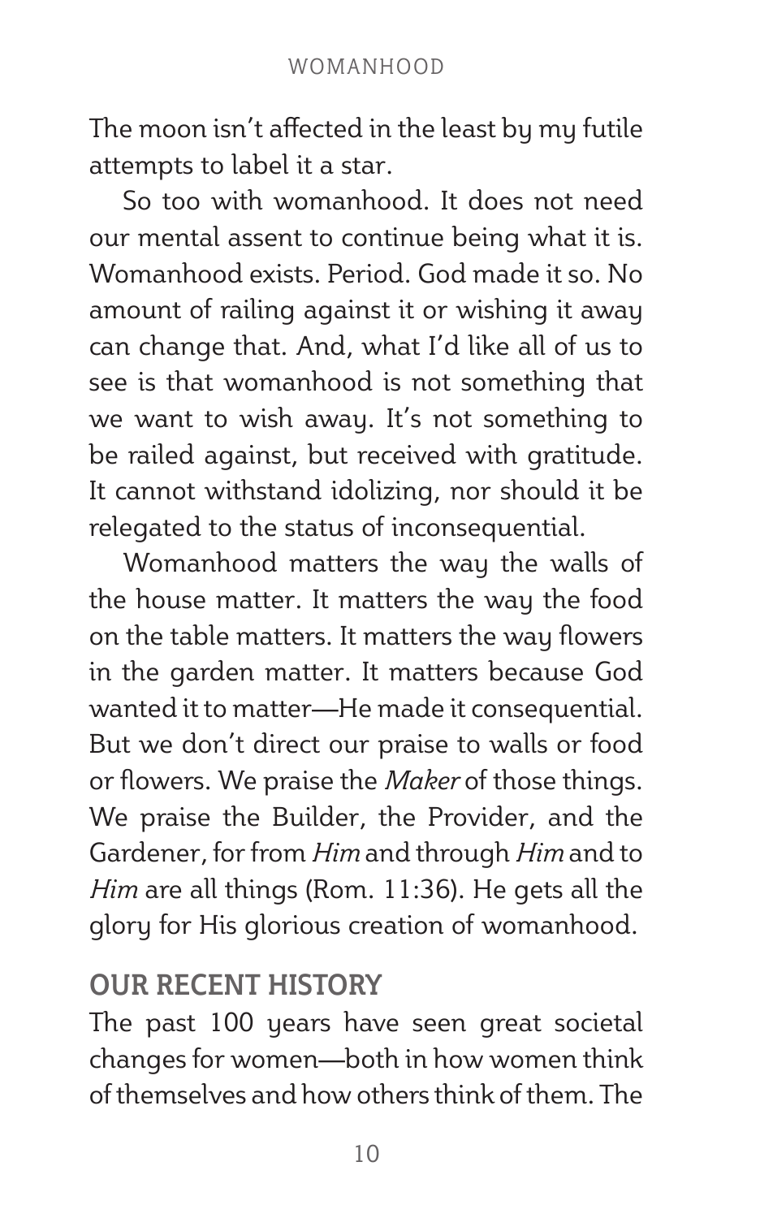The moon isn't affected in the least by my futile attempts to label it a star.

So too with womanhood. It does not need our mental assent to continue being what it is. Womanhood exists. Period. God made it so. No amount of railing against it or wishing it away can change that. And, what I'd like all of us to see is that womanhood is not something that we want to wish away. It's not something to be railed against, but received with gratitude. It cannot withstand idolizing, nor should it be relegated to the status of inconsequential.

Womanhood matters the way the walls of the house matter. It matters the way the food on the table matters. It matters the way flowers in the garden matter. It matters because God wanted it to matter—He made it consequential. But we don't direct our praise to walls or food or flowers. We praise the *Maker* of those things. We praise the Builder, the Provider, and the Gardener, for from *Him* and through *Him* and to *Him* are all things (Rom. 11:36). He gets all the glory for His glorious creation of womanhood.

## OUR RECENT HISTORY

The past 100 years have seen great societal changes for women—both in how women think of themselves and how others think of them. The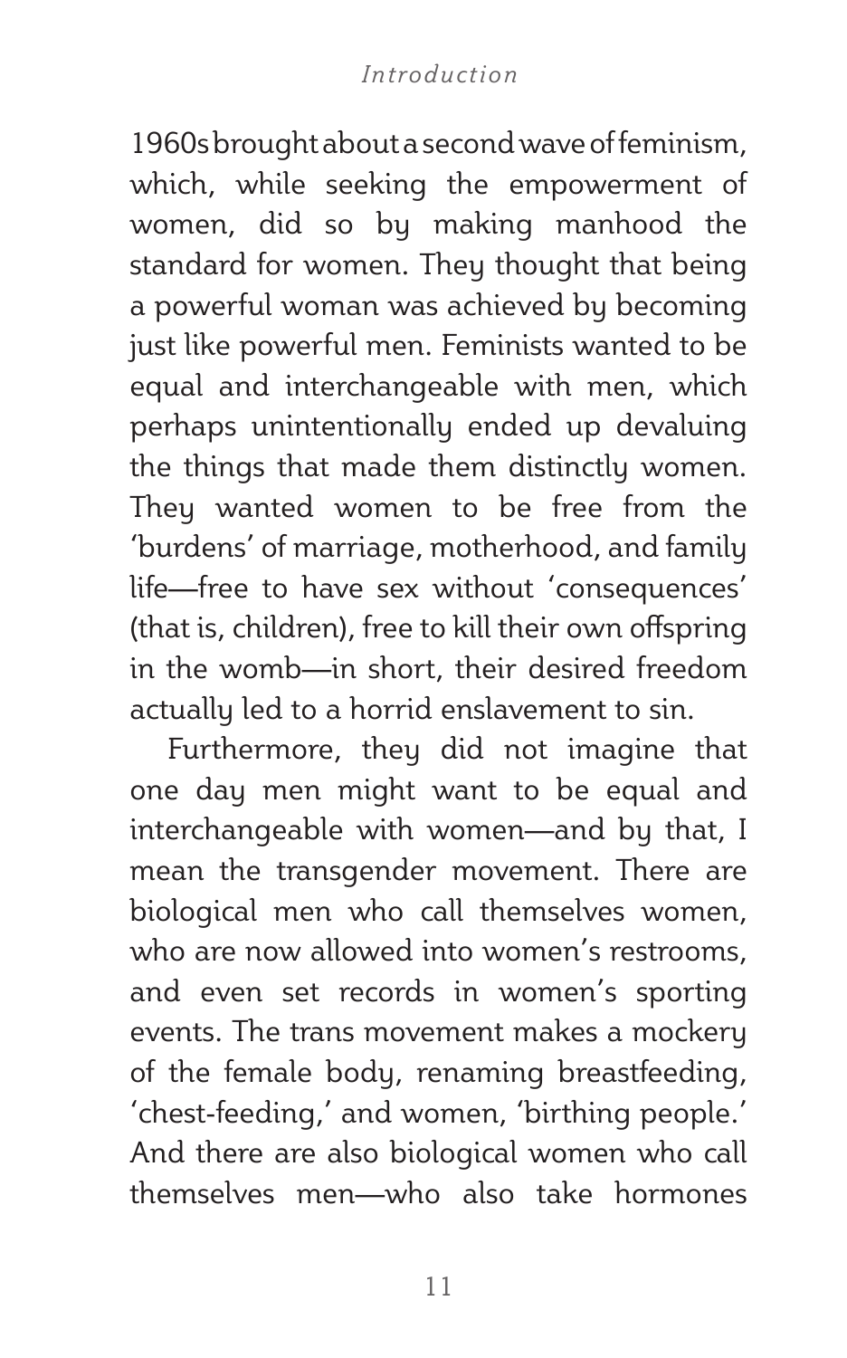1960s brought about a second wave of feminism, which, while seeking the empowerment of women, did so by making manhood the standard for women. They thought that being a powerful woman was achieved by becoming just like powerful men. Feminists wanted to be equal and interchangeable with men, which perhaps unintentionally ended up devaluing the things that made them distinctly women. They wanted women to be free from the 'burdens' of marriage, motherhood, and family life—free to have sex without 'consequences' (that is, children), free to kill their own offspring in the womb—in short, their desired freedom actually led to a horrid enslavement to sin.

Furthermore, they did not imagine that one day men might want to be equal and interchangeable with women—and by that, I mean the transgender movement. There are biological men who call themselves women, who are now allowed into women's restrooms, and even set records in women's sporting events. The trans movement makes a mockery of the female body, renaming breastfeeding, 'chest-feeding,' and women, 'birthing people.' And there are also biological women who call themselves men—who also take hormones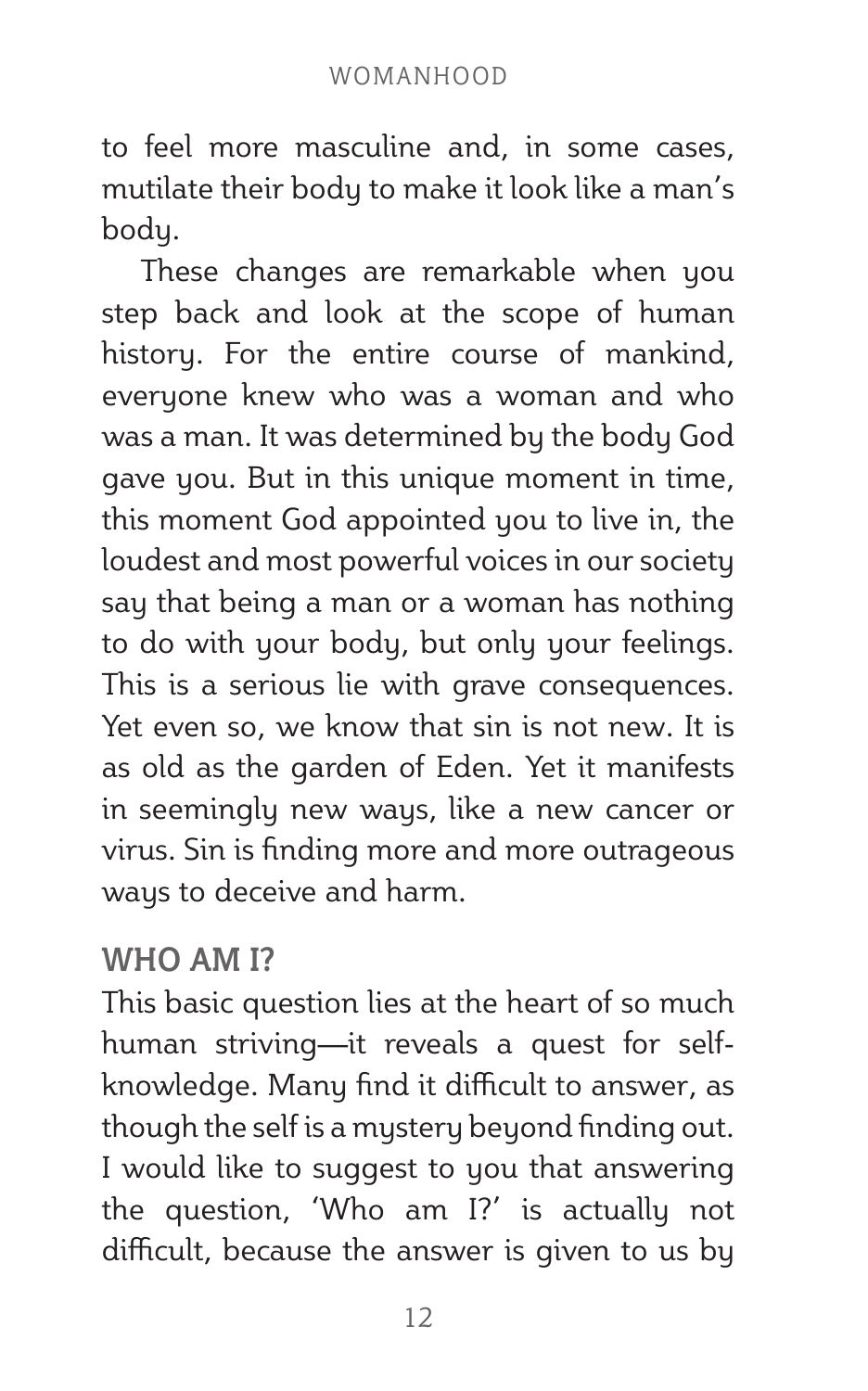to feel more masculine and, in some cases, mutilate their body to make it look like a man's body.

These changes are remarkable when you step back and look at the scope of human history. For the entire course of mankind, everyone knew who was a woman and who was a man. It was determined by the body God gave you. But in this unique moment in time, this moment God appointed you to live in, the loudest and most powerful voices in our society say that being a man or a woman has nothing to do with your body, but only your feelings. This is a serious lie with grave consequences. Yet even so, we know that sin is not new. It is as old as the garden of Eden. Yet it manifests in seemingly new ways, like a new cancer or virus. Sin is finding more and more outrageous ways to deceive and harm.

## WHO AM I?

This basic question lies at the heart of so much human striving—it reveals a quest for self-knowledge. Many find it difficult to answer, as though the self is a mystery beyond finding out. I would like to suggest to you that answering the question, 'Who am I?' is actually not difficult, because the answer is given to us by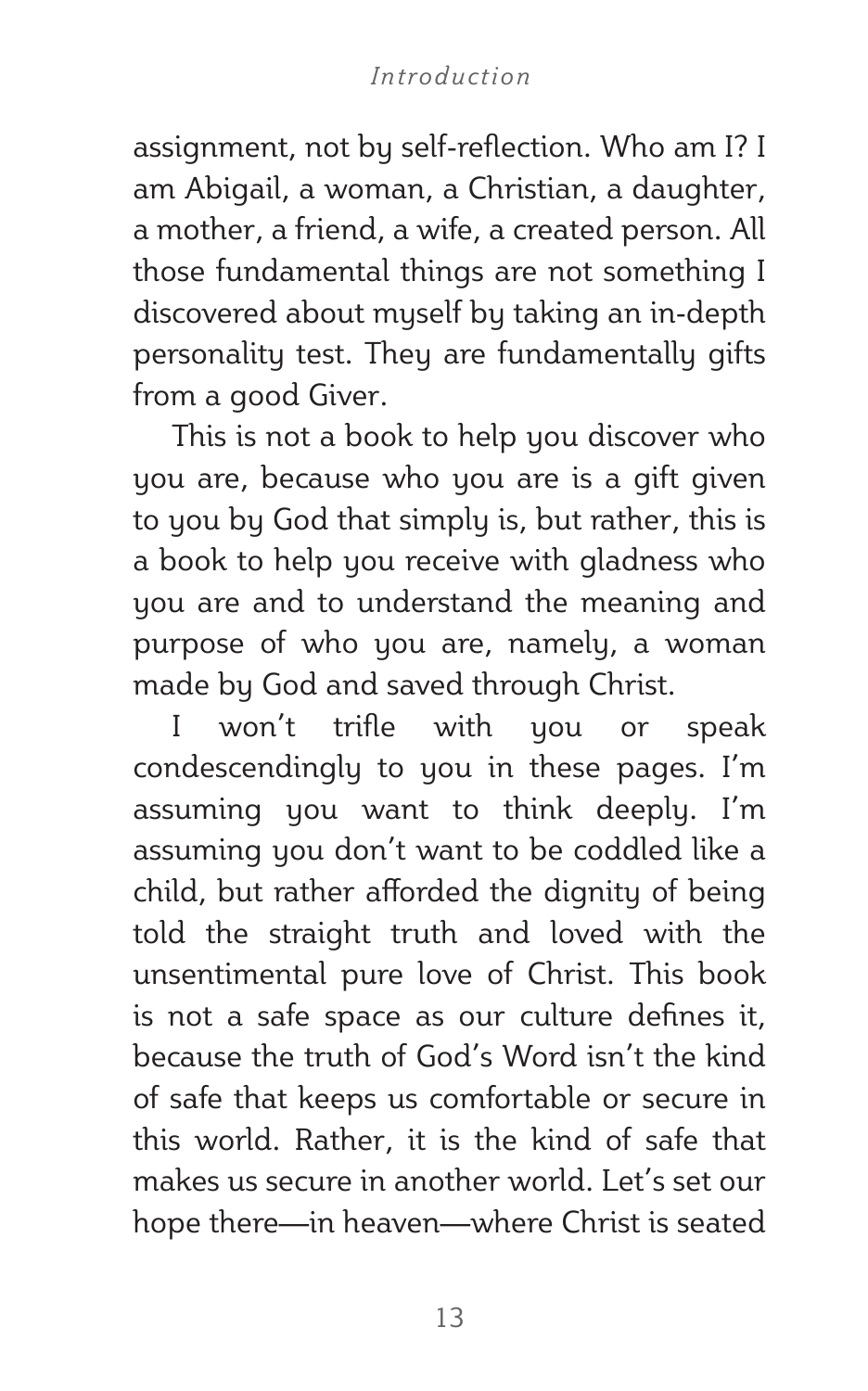assignment, not by self-reflection. Who am I? I am Abigail, a woman, a Christian, a daughter, a mother, a friend, a wife, a created person. All those fundamental things are not something I discovered about myself by taking an in-depth personality test. They are fundamentally gifts from a good Giver.

This is not a book to help you discover who you are, because who you are is a gift given to you by God that simply is, but rather, this is a book to help you receive with gladness who you are and to understand the meaning and purpose of who you are, namely, a woman made by God and saved through Christ.

I won't trifle with you or speak condescendingly to you in these pages. I'm assuming you want to think deeply. I'm assuming you don't want to be coddled like a child, but rather afforded the dignity of being told the straight truth and loved with the unsentimental pure love of Christ. This book is not a safe space as our culture defines it, because the truth of God's Word isn't the kind of safe that keeps us comfortable or secure in this world. Rather, it is the kind of safe that makes us secure in another world. Let's set our hope there—in heaven—where Christ is seated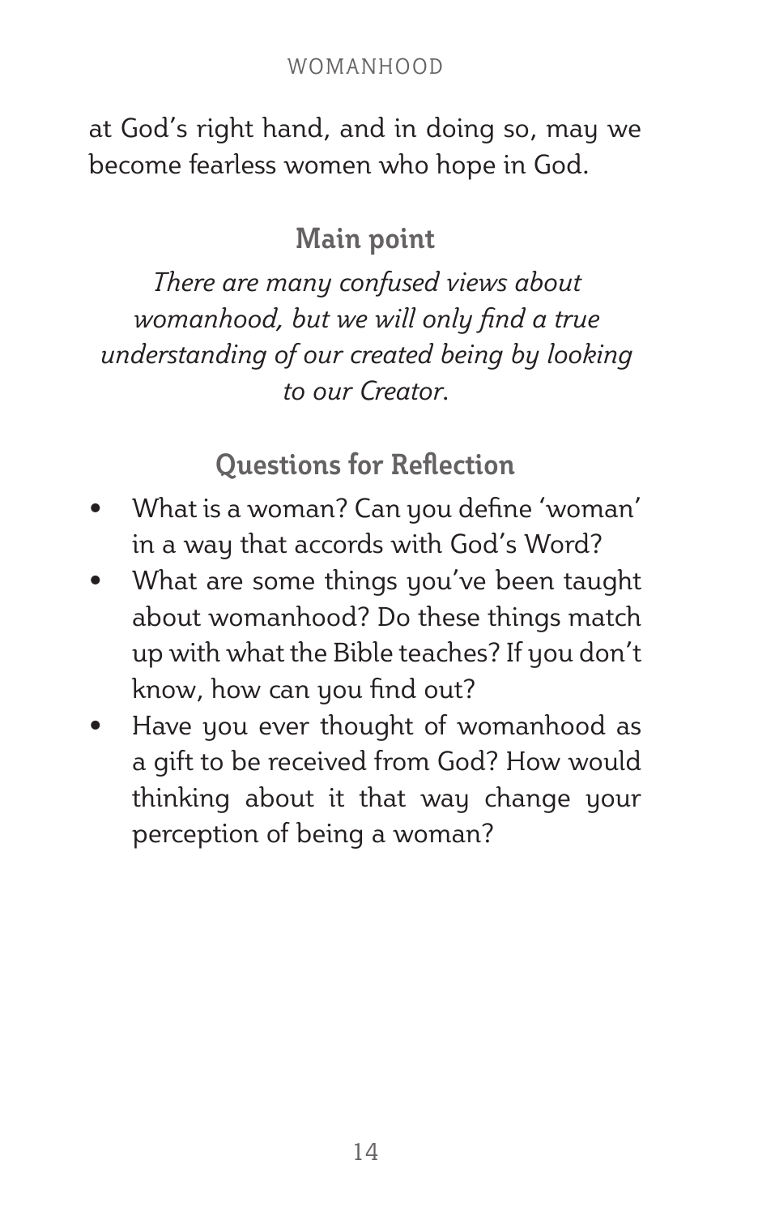at God's right hand, and in doing so, may we become fearless women who hope in God.

## Main point

*There are many confused views about womanhood, but we will only find a true understanding of our created being by looking to our Creator.*

## Questions for Reflection

- What is a woman? Can you define 'woman' in a way that accords with God's Word?
- What are some things you've been taught about womanhood? Do these things match up with what the Bible teaches? If you don't know, how can you find out?
- Have you ever thought of womanhood as a gift to be received from God? How would thinking about it that way change your perception of being a woman?